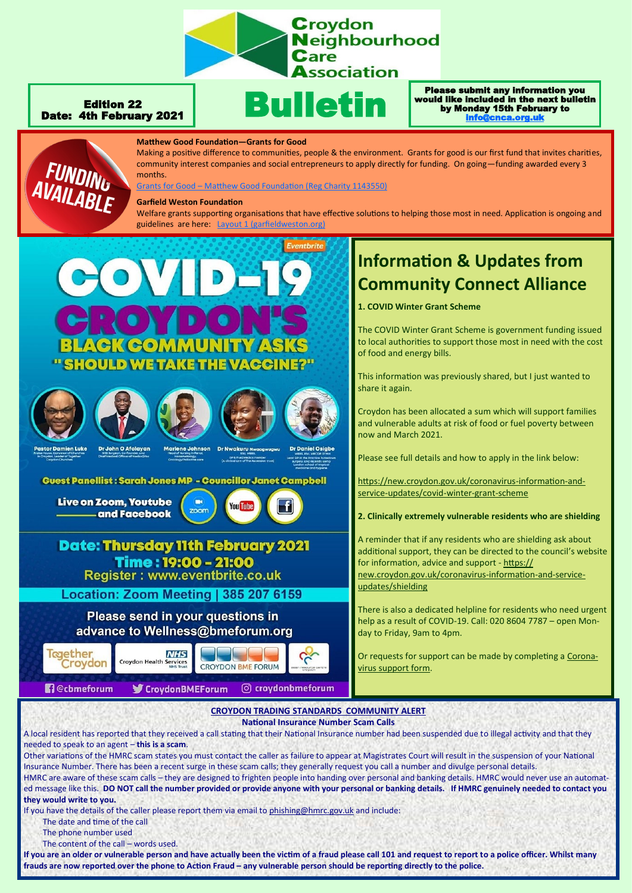# Croydon Neighbourhood Care Association

**Edition 22**
**Date: 4th February 2021**

# Bulletin

**Please submit any information you would like included in the next bulletin by Monday 15th February to info@cnca.org.uk**

## FUNDING AVAILABLE

**Matthew Good Foundation—Grants for Good**

Making a positive difference to communities, people & the environment. Grants for good is our first fund that invites charities, community interest companies and social entrepreneurs to apply directly for funding. On going—funding awarded every 3 months.

Grants for Good – Matthew Good Foundation (Reg Charity 1143550)

**Garfield Weston Foundation**

Welfare grants supporting organisations that have effective solutions to helping those most in need. Application is ongoing and guidelines are here: Layout 1 (garfieldweston.org)

## COVID-19 CROYDON'S BLACK COMMUNITY ASKS "SHOULD WE TAKE THE VACCINE?"

Pastor Damien Luke — Dr John O Afolayan — Marlene Johnson — Dr Nwakuru Nwaogwugwu — Dr Daniel Osigbe

Guest Panellist: Sarah Jones MP - Councillor Janet Campbell

Live on Zoom, Youtube and Facebook

**Date: Thursday 11th February 2021**
**Time: 19:00 - 21:00**
Register: www.eventbrite.co.uk

Location: Zoom Meeting | 385 207 6159

Please send in your questions in advance to Wellness@bmeforum.org

Together Croydon | Croydon Health Services NHS Trust | Croydon BME Forum

@cbmeforum | CroydonBMEForum | croydonbmeforum

## Information & Updates from Community Connect Alliance

**1. COVID Winter Grant Scheme**

The COVID Winter Grant Scheme is government funding issued to local authorities to support those most in need with the cost of food and energy bills.

This information was previously shared, but I just wanted to share it again.

Croydon has been allocated a sum which will support families and vulnerable adults at risk of food or fuel poverty between now and March 2021.

Please see full details and how to apply in the link below:

https://new.croydon.gov.uk/coronavirus-information-and-service-updates/covid-winter-grant-scheme

**2. Clinically extremely vulnerable residents who are shielding**

A reminder that if any residents who are shielding ask about additional support, they can be directed to the council's website for information, advice and support - https://new.croydon.gov.uk/coronavirus-information-and-service-updates/shielding

There is also a dedicated helpline for residents who need urgent help as a result of COVID-19. Call: 020 8604 7787 – open Monday to Friday, 9am to 4pm.

Or requests for support can be made by completing a Coronavirus support form.

## CROYDON TRADING STANDARDS COMMUNITY ALERT

**National Insurance Number Scam Calls**

A local resident has reported that they received a call stating that their National Insurance number had been suspended due to illegal activity and that they needed to speak to an agent – **this is a scam**.

Other variations of the HMRC scam states you must contact the caller as failure to appear at Magistrates Court will result in the suspension of your National Insurance Number. There has been a recent surge in these scam calls; they generally request you call a number and divulge personal details.

HMRC are aware of these scam calls – they are designed to frighten people into handing over personal and banking details. HMRC would never use an automated message like this. **DO NOT call the number provided or provide anyone with your personal or banking details. If HMRC genuinely needed to contact you they would write to you.**

If you have the details of the caller please report them via email to phishing@hmrc.gov.uk and include:

- The date and time of the call
- The phone number used
- The content of the call – words used.

**If you are an older or vulnerable person and have actually been the victim of a fraud please call 101 and request to report to a police officer. Whilst many frauds are now reported over the phone to Action Fraud – any vulnerable person should be reporting directly to the police.**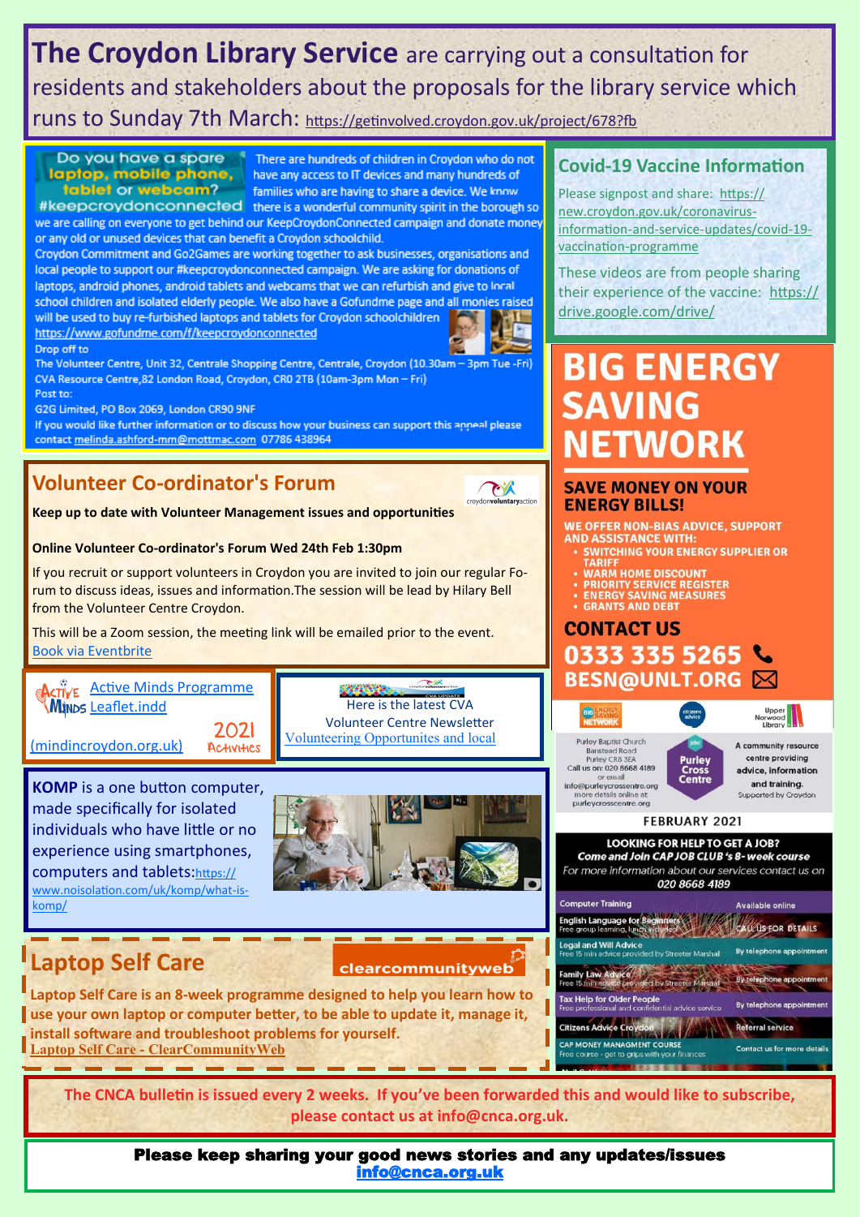**The Croydon Library Service** are carrying out a consultation for residents and stakeholders about the proposals for the library service which runs to Sunday 7th March: https://getinvolved.croydon.gov.uk/project/678?fb

**Do you have a spare laptop, mobile phone, tablet or webcam? #keepcroydonconnected**

There are hundreds of children in Croydon who do not have any access to IT devices and many hundreds of families who are having to share a device. We know there is a wonderful community spirit in the borough so we are calling on everyone to get behind our KeepCroydonConnected campaign and donate money or any old or unused devices that can benefit a Croydon schoolchild.

Croydon Commitment and Go2Games are working together to ask businesses, organisations and local people to support our #keepcroydonconnected campaign. We are asking for donations of laptops, android phones, android tablets and webcams that we can refurbish and give to local school children and isolated elderly people. We also have a Gofundme page and all monies raised will be used to buy re-furbished laptops and tablets for Croydon schoolchildren https://www.gofundme.com/f/keepcroydonconnected

Drop off to

The Volunteer Centre, Unit 32, Centrale Shopping Centre, Centrale, Croydon (10.30am – 3pm Tue -Fri)

CVA Resource Centre,82 London Road, Croydon, CR0 2TB (10am-3pm Mon – Fri)

Post to:

G2G Limited, PO Box 2069, London CR90 9NF

If you would like further information or to discuss how your business can support this appeal please contact melinda.ashford-mm@mottmac.com 07786 438964

## Covid-19 Vaccine Information

Please signpost and share: https://new.croydon.gov.uk/coronavirus-information-and-service-updates/covid-19-vaccination-programme

These videos are from people sharing their experience of the vaccine: https://drive.google.com/drive/

## Volunteer Co-ordinator's Forum

**Keep up to date with Volunteer Management issues and opportunities**

**Online Volunteer Co-ordinator's Forum Wed 24th Feb 1:30pm**

If you recruit or support volunteers in Croydon you are invited to join our regular Forum to discuss ideas, issues and information.The session will be lead by Hilary Bell from the Volunteer Centre Croydon.

This will be a Zoom session, the meeting link will be emailed prior to the event.

Book via Eventbrite

# BIG ENERGY SAVING NETWORK

## SAVE MONEY ON YOUR ENERGY BILLS!

**WE OFFER NON-BIAS ADVICE, SUPPORT AND ASSISTANCE WITH:**

- SWITCHING YOUR ENERGY SUPPLIER OR TARIFF
- WARM HOME DISCOUNT
- PRIORITY SERVICE REGISTER
- ENERGY SAVING MEASURES
- GRANTS AND DEBT

**CONTACT US**

**0333 335 5265**

**BESN@UNLT.ORG**

Active Minds Programme Leaflet.indd (mindincroydon.org.uk)

2021 Activities

Here is the latest CVA Volunteer Centre Newsletter

Volunteering Opportunites and local

**KOMP** is a one button computer, made specifically for isolated individuals who have little or no experience using smartphones, computers and tablets: https://www.noisolation.com/uk/komp/what-is-komp/

Purley Baptist Church, Banstead Road, Purley CR8 3EA. Call us on: 020 8668 4189 or email info@purleycrosscentre.org more details online at purleycrosscentre.org

Purley Cross Centre

A community resource centre providing advice, information and training. Supported by Croydon

Upper Norwood Library

**FEBRUARY 2021**

**LOOKING FOR HELP TO GET A JOB?**

***Come and Join CAP JOB CLUB's 8-week course***

*For more information about our services contact us on* ***020 8668 4189***

| | |
|---|---|
| Computer Training | Available online |
| English Language for Beginners<br>Free group learning, lunch included | CALL US FOR DETAILS |
| Legal and Will Advice<br>Free 15 min advice provided by Streeter Marshall | By telephone appointment |
| Family Law Advice<br>Free 15 min advice provided by Streeter Marshall | By telephone appointment |
| Tax Help for Older People<br>Free professional and confidential advice service | By telephone appointment |
| Citizens Advice Croydon | Referral service |
| CAP MONEY MANAGMENT COURSE<br>Free course - get to grips with your finances | Contact us for more details |

## Laptop Self Care

clearcommunityweb

**Laptop Self Care is an 8-week programme designed to help you learn how to use your own laptop or computer better, to be able to update it, manage it, install software and troubleshoot problems for yourself.**

**Laptop Self Care - ClearCommunityWeb**

**The CNCA bulletin is issued every 2 weeks. If you've been forwarded this and would like to subscribe, please contact us at info@cnca.org.uk.**

**Please keep sharing your good news stories and any updates/issues**

**info@cnca.org.uk**